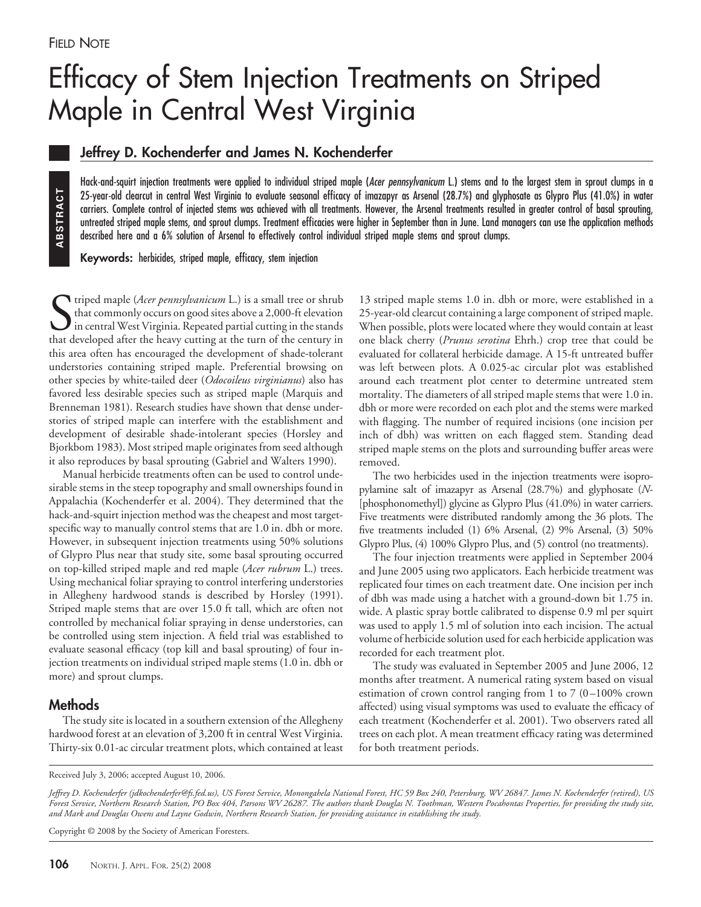Field Note

# Efficacy of Stem Injection Treatments on Striped Maple in Central West Virginia

**Jeffrey D. Kochenderfer and James N. Kochenderfer**

**ABSTRACT**

Hack-and-squirt injection treatments were applied to individual striped maple (*Acer pennsylvanicum* L.) stems and to the largest stem in sprout clumps in a 25-year-old clearcut in central West Virginia to evaluate seasonal efficacy of imazapyr as Arsenal (28.7%) and glyphosate as Glypro Plus (41.0%) in water carriers. Complete control of injected stems was achieved with all treatments. However, the Arsenal treatments resulted in greater control of basal sprouting, untreated striped maple stems, and sprout clumps. Treatment efficacies were higher in September than in June. Land managers can use the application methods described here and a 6% solution of Arsenal to effectively control individual striped maple stems and sprout clumps.

**Keywords:** herbicides, striped maple, efficacy, stem injection

Striped maple (*Acer pennsylvanicum* L.) is a small tree or shrub that commonly occurs on good sites above a 2,000-ft elevation in central West Virginia. Repeated partial cutting in the stands that developed after the heavy cutting at the turn of the century in this area often has encouraged the development of shade-tolerant understories containing striped maple. Preferential browsing on other species by white-tailed deer (*Odocoileus virginianus*) also has favored less desirable species such as striped maple (Marquis and Brenneman 1981). Research studies have shown that dense understories of striped maple can interfere with the establishment and development of desirable shade-intolerant species (Horsley and Bjorkbom 1983). Most striped maple originates from seed although it also reproduces by basal sprouting (Gabriel and Walters 1990).

Manual herbicide treatments often can be used to control undesirable stems in the steep topography and small ownerships found in Appalachia (Kochenderfer et al. 2004). They determined that the hack-and-squirt injection method was the cheapest and most target-specific way to manually control stems that are 1.0 in. dbh or more. However, in subsequent injection treatments using 50% solutions of Glypro Plus near that study site, some basal sprouting occurred on top-killed striped maple and red maple (*Acer rubrum* L.) trees. Using mechanical foliar spraying to control interfering understories in Allegheny hardwood stands is described by Horsley (1991). Striped maple stems that are over 15.0 ft tall, which are often not controlled by mechanical foliar spraying in dense understories, can be controlled using stem injection. A field trial was established to evaluate seasonal efficacy (top kill and basal sprouting) of four injection treatments on individual striped maple stems (1.0 in. dbh or more) and sprout clumps.

## Methods

The study site is located in a southern extension of the Allegheny hardwood forest at an elevation of 3,200 ft in central West Virginia. Thirty-six 0.01-ac circular treatment plots, which contained at least 13 striped maple stems 1.0 in. dbh or more, were established in a 25-year-old clearcut containing a large component of striped maple. When possible, plots were located where they would contain at least one black cherry (*Prunus serotina* Ehrh.) crop tree that could be evaluated for collateral herbicide damage. A 15-ft untreated buffer was left between plots. A 0.025-ac circular plot was established around each treatment plot center to determine untreated stem mortality. The diameters of all striped maple stems that were 1.0 in. dbh or more were recorded on each plot and the stems were marked with flagging. The number of required incisions (one incision per inch of dbh) was written on each flagged stem. Standing dead striped maple stems on the plots and surrounding buffer areas were removed.

The two herbicides used in the injection treatments were isopropylamine salt of imazapyr as Arsenal (28.7%) and glyphosate (*N*-[phosphonomethyl]) glycine as Glypro Plus (41.0%) in water carriers. Five treatments were distributed randomly among the 36 plots. The five treatments included (1) 6% Arsenal, (2) 9% Arsenal, (3) 50% Glypro Plus, (4) 100% Glypro Plus, and (5) control (no treatments).

The four injection treatments were applied in September 2004 and June 2005 using two applicators. Each herbicide treatment was replicated four times on each treatment date. One incision per inch of dbh was made using a hatchet with a ground-down bit 1.75 in. wide. A plastic spray bottle calibrated to dispense 0.9 ml per squirt was used to apply 1.5 ml of solution into each incision. The actual volume of herbicide solution used for each herbicide application was recorded for each treatment plot.

The study was evaluated in September 2005 and June 2006, 12 months after treatment. A numerical rating system based on visual estimation of crown control ranging from 1 to 7 (0–100% crown affected) using visual symptoms was used to evaluate the efficacy of each treatment (Kochenderfer et al. 2001). Two observers rated all trees on each plot. A mean treatment efficacy rating was determined for both treatment periods.

Received July 3, 2006; accepted August 10, 2006.

*Jeffrey D. Kochenderfer (jdkochenderfer@fs.fed.us), US Forest Service, Monongahela National Forest, HC 59 Box 240, Petersburg, WV 26847. James N. Kochenderfer (retired), US Forest Service, Northern Research Station, PO Box 404, Parsons WV 26287. The authors thank Douglas N. Toothman, Western Pocahontas Properties, for providing the study site, and Mark and Douglas Owens and Layne Godwin, Northern Research Station, for providing assistance in establishing the study.*

Copyright © 2008 by the Society of American Foresters.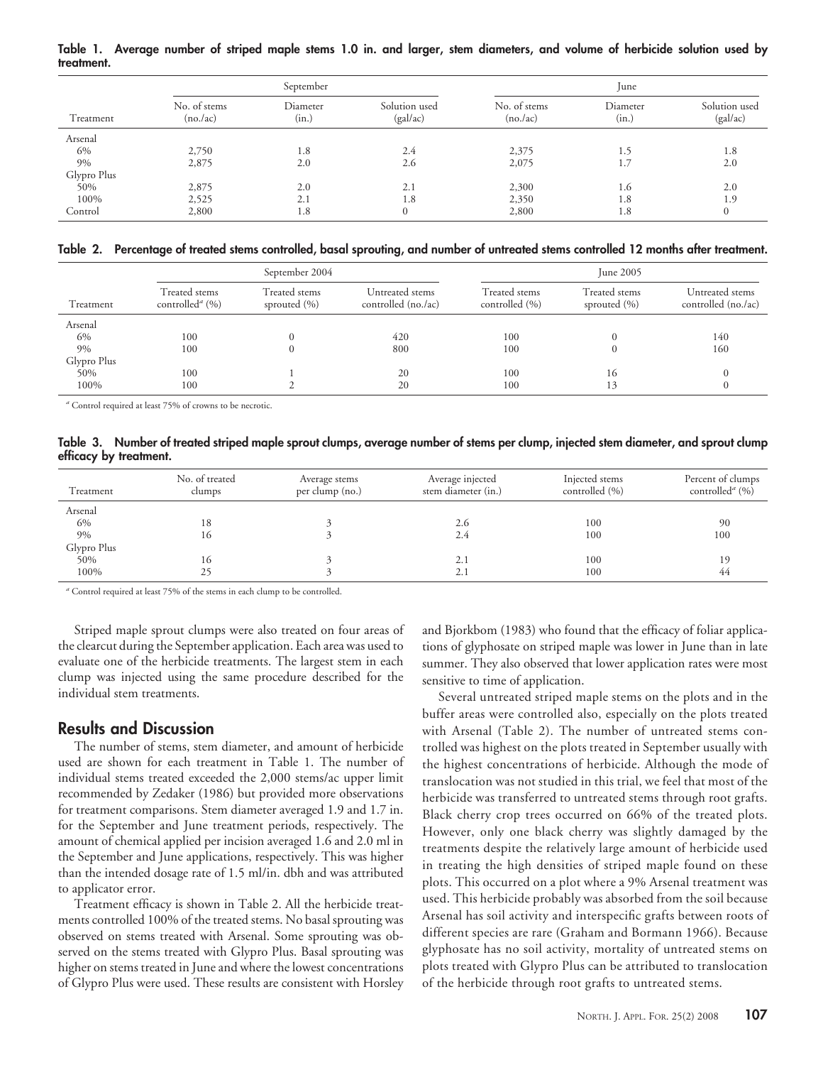**Table 1. Average number of striped maple stems 1.0 in. and larger, stem diameters, and volume of herbicide solution used by treatment.**

| Treatment | September | | | June | | |
|---|---|---|---|---|---|---|
| | No. of stems (no./ac) | Diameter (in.) | Solution used (gal/ac) | No. of stems (no./ac) | Diameter (in.) | Solution used (gal/ac) |
| Arsenal | | | | | | |
| 6% | 2,750 | 1.8 | 2.4 | 2,375 | 1.5 | 1.8 |
| 9% | 2,875 | 2.0 | 2.6 | 2,075 | 1.7 | 2.0 |
| Glypro Plus | | | | | | |
| 50% | 2,875 | 2.0 | 2.1 | 2,300 | 1.6 | 2.0 |
| 100% | 2,525 | 2.1 | 1.8 | 2,350 | 1.8 | 1.9 |
| Control | 2,800 | 1.8 | 0 | 2,800 | 1.8 | 0 |

**Table 2. Percentage of treated stems controlled, basal sprouting, and number of untreated stems controlled 12 months after treatment.**

| Treatment | September 2004 | | | June 2005 | | |
|---|---|---|---|---|---|---|
| | Treated stems controlled[a] (%) | Treated stems sprouted (%) | Untreated stems controlled (no./ac) | Treated stems controlled (%) | Treated stems sprouted (%) | Untreated stems controlled (no./ac) |
| Arsenal | | | | | | |
| 6% | 100 | 0 | 420 | 100 | 0 | 140 |
| 9% | 100 | 0 | 800 | 100 | 0 | 160 |
| Glypro Plus | | | | | | |
| 50% | 100 | 1 | 20 | 100 | 16 | 0 |
| 100% | 100 | 2 | 20 | 100 | 13 | 0 |

[a] Control required at least 75% of crowns to be necrotic.

**Table 3. Number of treated striped maple sprout clumps, average number of stems per clump, injected stem diameter, and sprout clump efficacy by treatment.**

| Treatment | No. of treated clumps | Average stems per clump (no.) | Average injected stem diameter (in.) | Injected stems controlled (%) | Percent of clumps controlled[a] (%) |
|---|---|---|---|---|---|
| Arsenal | | | | | |
| 6% | 18 | 3 | 2.6 | 100 | 90 |
| 9% | 16 | 3 | 2.4 | 100 | 100 |
| Glypro Plus | | | | | |
| 50% | 16 | 3 | 2.1 | 100 | 19 |
| 100% | 25 | 3 | 2.1 | 100 | 44 |

[a] Control required at least 75% of the stems in each clump to be controlled.

Striped maple sprout clumps were also treated on four areas of the clearcut during the September application. Each area was used to evaluate one of the herbicide treatments. The largest stem in each clump was injected using the same procedure described for the individual stem treatments.

## Results and Discussion

The number of stems, stem diameter, and amount of herbicide used are shown for each treatment in Table 1. The number of individual stems treated exceeded the 2,000 stems/ac upper limit recommended by Zedaker (1986) but provided more observations for treatment comparisons. Stem diameter averaged 1.9 and 1.7 in. for the September and June treatment periods, respectively. The amount of chemical applied per incision averaged 1.6 and 2.0 ml in the September and June applications, respectively. This was higher than the intended dosage rate of 1.5 ml/in. dbh and was attributed to applicator error.

Treatment efficacy is shown in Table 2. All the herbicide treatments controlled 100% of the treated stems. No basal sprouting was observed on stems treated with Arsenal. Some sprouting was observed on the stems treated with Glypro Plus. Basal sprouting was higher on stems treated in June and where the lowest concentrations of Glypro Plus were used. These results are consistent with Horsley and Bjorkbom (1983) who found that the efficacy of foliar applications of glyphosate on striped maple was lower in June than in late summer. They also observed that lower application rates were most sensitive to time of application.

Several untreated striped maple stems on the plots and in the buffer areas were controlled also, especially on the plots treated with Arsenal (Table 2). The number of untreated stems controlled was highest on the plots treated in September usually with the highest concentrations of herbicide. Although the mode of translocation was not studied in this trial, we feel that most of the herbicide was transferred to untreated stems through root grafts. Black cherry crop trees occurred on 66% of the treated plots. However, only one black cherry was slightly damaged by the treatments despite the relatively large amount of herbicide used in treating the high densities of striped maple found on these plots. This occurred on a plot where a 9% Arsenal treatment was used. This herbicide probably was absorbed from the soil because Arsenal has soil activity and interspecific grafts between roots of different species are rare (Graham and Bormann 1966). Because glyphosate has no soil activity, mortality of untreated stems on plots treated with Glypro Plus can be attributed to translocation of the herbicide through root grafts to untreated stems.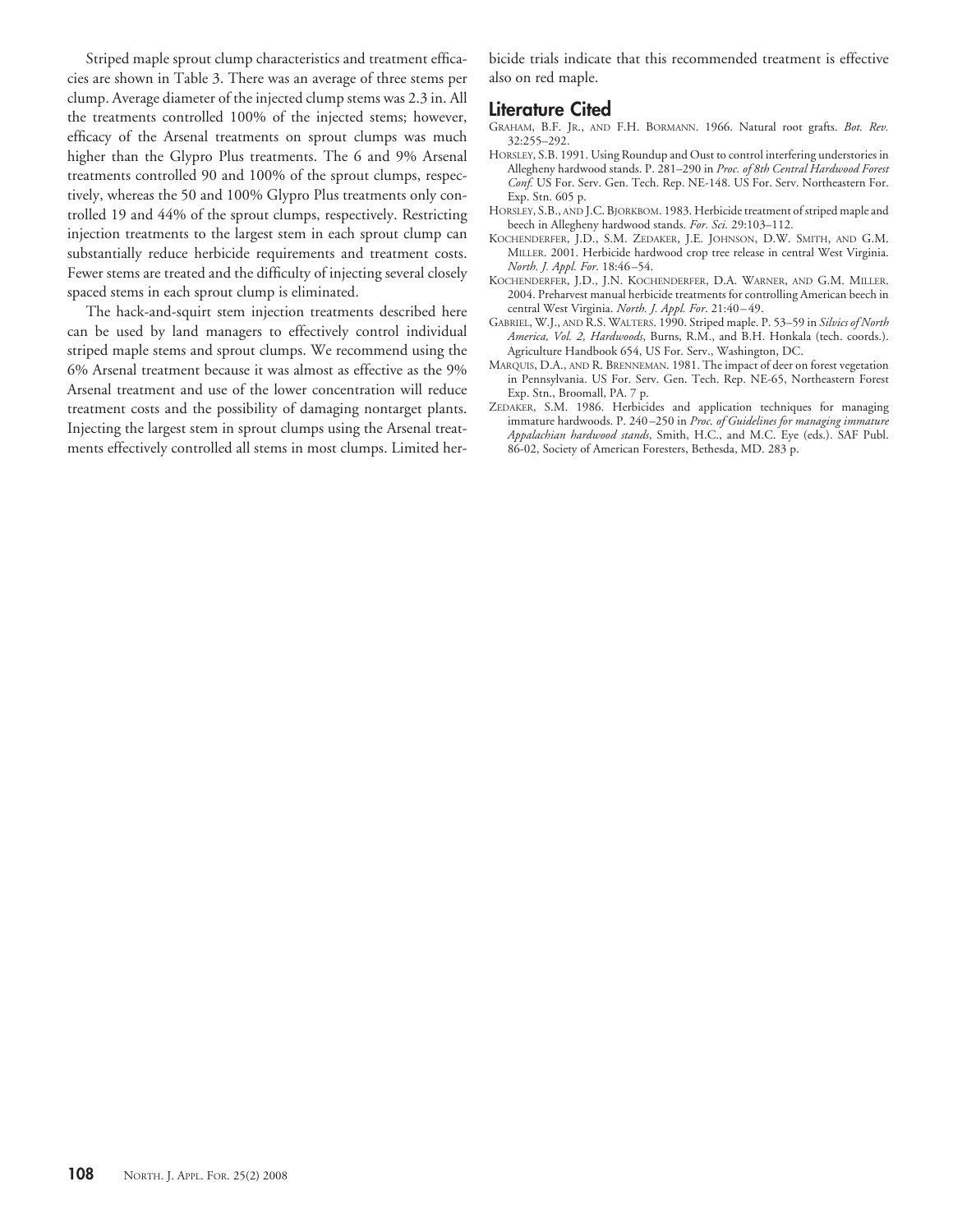Striped maple sprout clump characteristics and treatment efficacies are shown in Table 3. There was an average of three stems per clump. Average diameter of the injected clump stems was 2.3 in. All the treatments controlled 100% of the injected stems; however, efficacy of the Arsenal treatments on sprout clumps was much higher than the Glypro Plus treatments. The 6 and 9% Arsenal treatments controlled 90 and 100% of the sprout clumps, respectively, whereas the 50 and 100% Glypro Plus treatments only controlled 19 and 44% of the sprout clumps, respectively. Restricting injection treatments to the largest stem in each sprout clump can substantially reduce herbicide requirements and treatment costs. Fewer stems are treated and the difficulty of injecting several closely spaced stems in each sprout clump is eliminated.

The hack-and-squirt stem injection treatments described here can be used by land managers to effectively control individual striped maple stems and sprout clumps. We recommend using the 6% Arsenal treatment because it was almost as effective as the 9% Arsenal treatment and use of the lower concentration will reduce treatment costs and the possibility of damaging nontarget plants. Injecting the largest stem in sprout clumps using the Arsenal treatments effectively controlled all stems in most clumps. Limited herbicide trials indicate that this recommended treatment is effective also on red maple.

## Literature Cited

GRAHAM, B.F. JR., AND F.H. BORMANN. 1966. Natural root grafts. *Bot. Rev.* 32:255–292.

HORSLEY, S.B. 1991. Using Roundup and Oust to control interfering understories in Allegheny hardwood stands. P. 281–290 in *Proc. of 8th Central Hardwood Forest Conf.* US For. Serv. Gen. Tech. Rep. NE-148. US For. Serv. Northeastern For. Exp. Stn. 605 p.

HORSLEY, S.B., AND J.C. BJORKBOM. 1983. Herbicide treatment of striped maple and beech in Allegheny hardwood stands. *For. Sci.* 29:103–112.

KOCHENDERFER, J.D., S.M. ZEDAKER, J.E. JOHNSON, D.W. SMITH, AND G.M. MILLER. 2001. Herbicide hardwood crop tree release in central West Virginia. *North. J. Appl. For*. 18:46–54.

KOCHENDERFER, J.D., J.N. KOCHENDERFER, D.A. WARNER, AND G.M. MILLER. 2004. Preharvest manual herbicide treatments for controlling American beech in central West Virginia. *North. J. Appl. For*. 21:40–49.

GABRIEL, W.J., AND R.S. WALTERS. 1990. Striped maple. P. 53–59 in *Silvics of North America, Vol. 2, Hardwoods*, Burns, R.M., and B.H. Honkala (tech. coords.). Agriculture Handbook 654, US For. Serv., Washington, DC.

MARQUIS, D.A., AND R. BRENNEMAN. 1981. The impact of deer on forest vegetation in Pennsylvania. US For. Serv. Gen. Tech. Rep. NE-65, Northeastern Forest Exp. Stn., Broomall, PA. 7 p.

ZEDAKER, S.M. 1986. Herbicides and application techniques for managing immature hardwoods. P. 240–250 in *Proc. of Guidelines for managing immature Appalachian hardwood stands*, Smith, H.C., and M.C. Eye (eds.). SAF Publ. 86-02, Society of American Foresters, Bethesda, MD. 283 p.